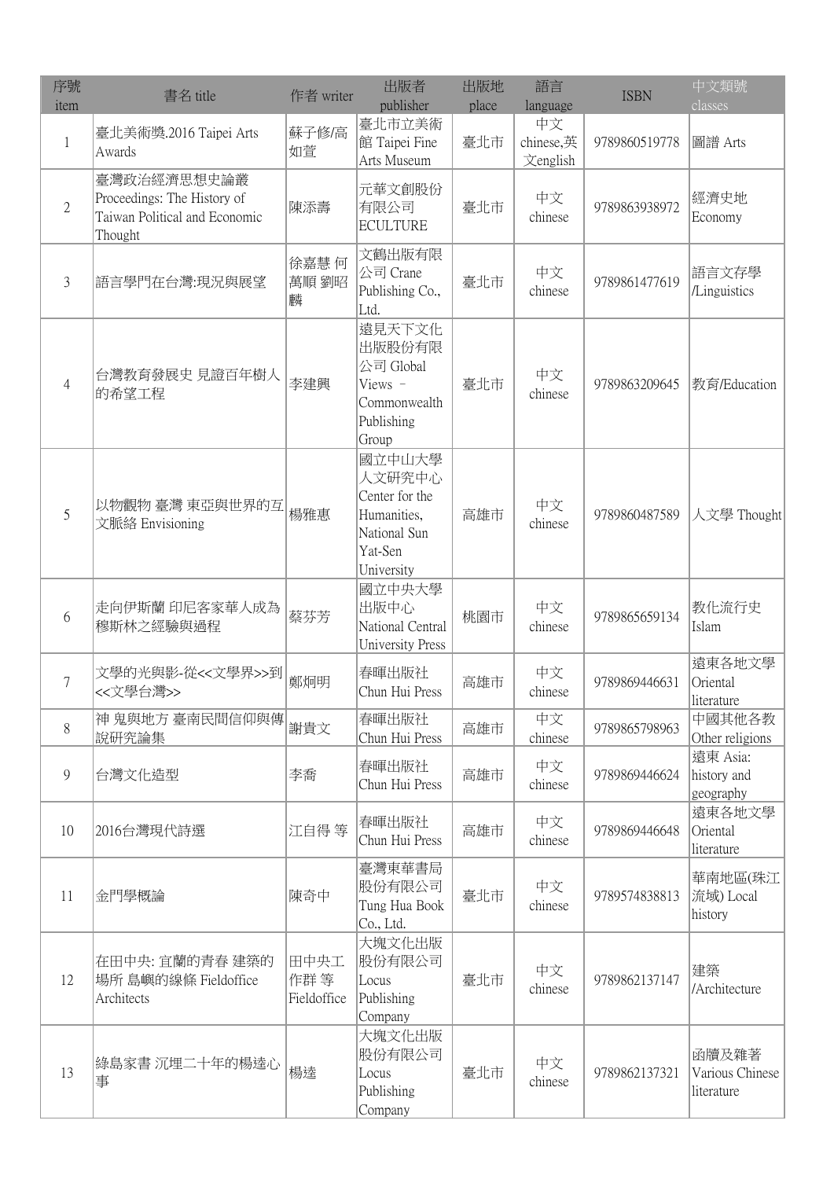| 序號 item | 書名 title | 作者 writer | 出版者 publisher | 出版地 place | 語言 language | ISBN | 中文類號 classes |
|---|---|---|---|---|---|---|---|
| 1 | 臺北美術獎.2016 Taipei Arts Awards | 蘇子修/高如萱 | 臺北市立美術館 Taipei Fine Arts Museum | 臺北市 | 中文 chinese,英文english | 9789860519778 | 圖譜 Arts |
| 2 | 臺灣政治經濟思想史論叢 Proceedings: The History of Taiwan Political and Economic Thought | 陳添壽 | 元華文創股份有限公司 ECULTURE | 臺北市 | 中文 chinese | 9789863938972 | 經濟史地 Economy |
| 3 | 語言學門在台灣:現況與展望 | 徐嘉慧 何萬順 劉昭麟 | 文鶴出版有限公司 Crane Publishing Co., Ltd. | 臺北市 | 中文 chinese | 9789861477619 | 語言文存學 /Linguistics |
| 4 | 台灣教育發展史 見證百年樹人的希望工程 | 李建興 | 遠見天下文化出版股份有限公司 Global Views – Commonwealth Publishing Group | 臺北市 | 中文 chinese | 9789863209645 | 教育/Education |
| 5 | 以物觀物 臺灣 東亞與世界的互文脈絡 Envisioning | 楊雅惠 | 國立中山大學人文研究中心 Center for the Humanities, National Sun Yat-Sen University | 高雄市 | 中文 chinese | 9789860487589 | 人文學 Thought |
| 6 | 走向伊斯蘭 印尼客家華人成為穆斯林之經驗與過程 | 蔡芬芳 | 國立中央大學出版中心 National Central University Press | 桃園市 | 中文 chinese | 9789865659134 | 教化流行史 Islam |
| 7 | 文學的光與影-從<<文學界>>到<<文學台灣>> | 鄭炯明 | 春暉出版社 Chun Hui Press | 高雄市 | 中文 chinese | 9789869446631 | 遠東各地文學 Oriental literature |
| 8 | 神 鬼與地方 臺南民間信仰與傳說研究論集 | 謝貴文 | 春暉出版社 Chun Hui Press | 高雄市 | 中文 chinese | 9789865798963 | 中國其他各教 Other religions |
| 9 | 台灣文化造型 | 李喬 | 春暉出版社 Chun Hui Press | 高雄市 | 中文 chinese | 9789869446624 | 遠東 Asia: history and geography |
| 10 | 2016台灣現代詩選 | 江自得 等 | 春暉出版社 Chun Hui Press | 高雄市 | 中文 chinese | 9789869446648 | 遠東各地文學 Oriental literature |
| 11 | 金門學概論 | 陳奇中 | 臺灣東華書局股份有限公司 Tung Hua Book Co., Ltd. | 臺北市 | 中文 chinese | 9789574838813 | 華南地區(珠江流域) Local history |
| 12 | 在田中央: 宜蘭的青春 建築的場所 島嶼的線條 Fieldoffice Architects | 田中央工作群 等 Fieldoffice | 大塊文化出版股份有限公司 Locus Publishing Company | 臺北市 | 中文 chinese | 9789862137147 | 建築 /Architecture |
| 13 | 綠島家書 沉埋二十年的楊逵心事 | 楊逵 | 大塊文化出版股份有限公司 Locus Publishing Company | 臺北市 | 中文 chinese | 9789862137321 | 函牘及雜著 Various Chinese literature |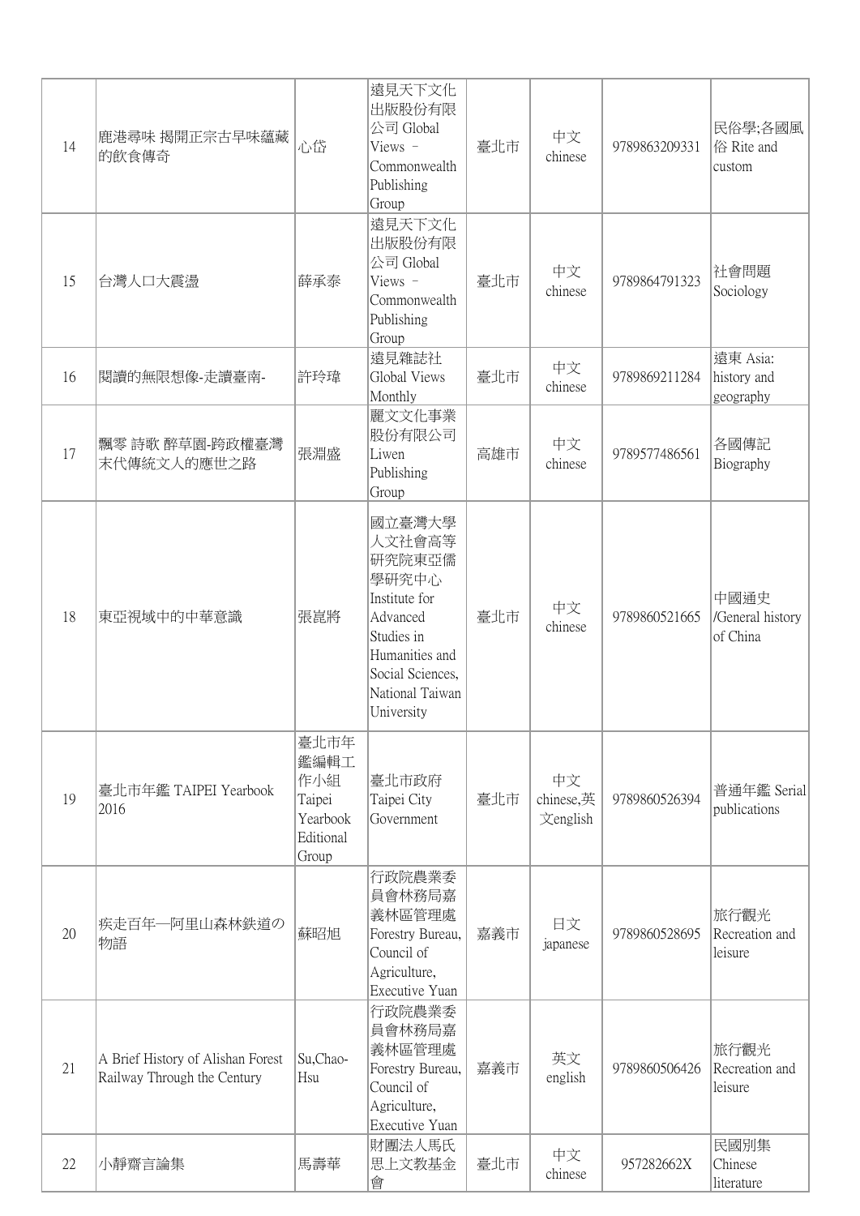| 14 | 鹿港尋味 揭開正宗古早味蘊藏的飲食傳奇 | 心岱 | 遠見天下文化出版股份有限公司 Global Views – Commonwealth Publishing Group | 臺北市 | 中文 chinese | 9789863209331 | 民俗學;各國風俗 Rite and custom |
|---|---|---|---|---|---|---|---|
| 15 | 台灣人口大震盪 | 薛承泰 | 遠見天下文化出版股份有限公司 Global Views – Commonwealth Publishing Group | 臺北市 | 中文 chinese | 9789864791323 | 社會問題 Sociology |
| 16 | 閱讀的無限想像-走讀臺南- | 許玲瑋 | 遠見雜誌社 Global Views Monthly | 臺北市 | 中文 chinese | 9789869211284 | 遠東 Asia: history and geography |
| 17 | 飄零 詩歌 醉草園-跨政權臺灣末代傳統文人的應世之路 | 張淵盛 | 麗文文化事業股份有限公司 Liwen Publishing Group | 高雄市 | 中文 chinese | 9789577486561 | 各國傳記 Biography |
| 18 | 東亞視域中的中華意識 | 張崑將 | 國立臺灣大學人文社會高等研究院東亞儒學研究中心 Institute for Advanced Studies in Humanities and Social Sciences, National Taiwan University | 臺北市 | 中文 chinese | 9789860521665 | 中國通史 /General history of China |
| 19 | 臺北市年鑑 TAIPEI Yearbook 2016 | 臺北市年鑑編輯工作小組 Taipei Yearbook Editional Group | 臺北市政府 Taipei City Government | 臺北市 | 中文 chinese,英文english | 9789860526394 | 普通年鑑 Serial publications |
| 20 | 疾走百年—阿里山森林鉄道の物語 | 蘇昭旭 | 行政院農業委員會林務局嘉義林區管理處 Forestry Bureau, Council of Agriculture, Executive Yuan | 嘉義市 | 日文 japanese | 9789860528695 | 旅行觀光 Recreation and leisure |
| 21 | A Brief History of Alishan Forest Railway Through the Century | Su,Chao-Hsu | 行政院農業委員會林務局嘉義林區管理處 Forestry Bureau, Council of Agriculture, Executive Yuan | 嘉義市 | 英文 english | 9789860506426 | 旅行觀光 Recreation and leisure |
| 22 | 小靜齋言論集 | 馬壽華 | 財團法人馬氏思上文教基金會 | 臺北市 | 中文 chinese | 957282662X | 民國別集 Chinese literature |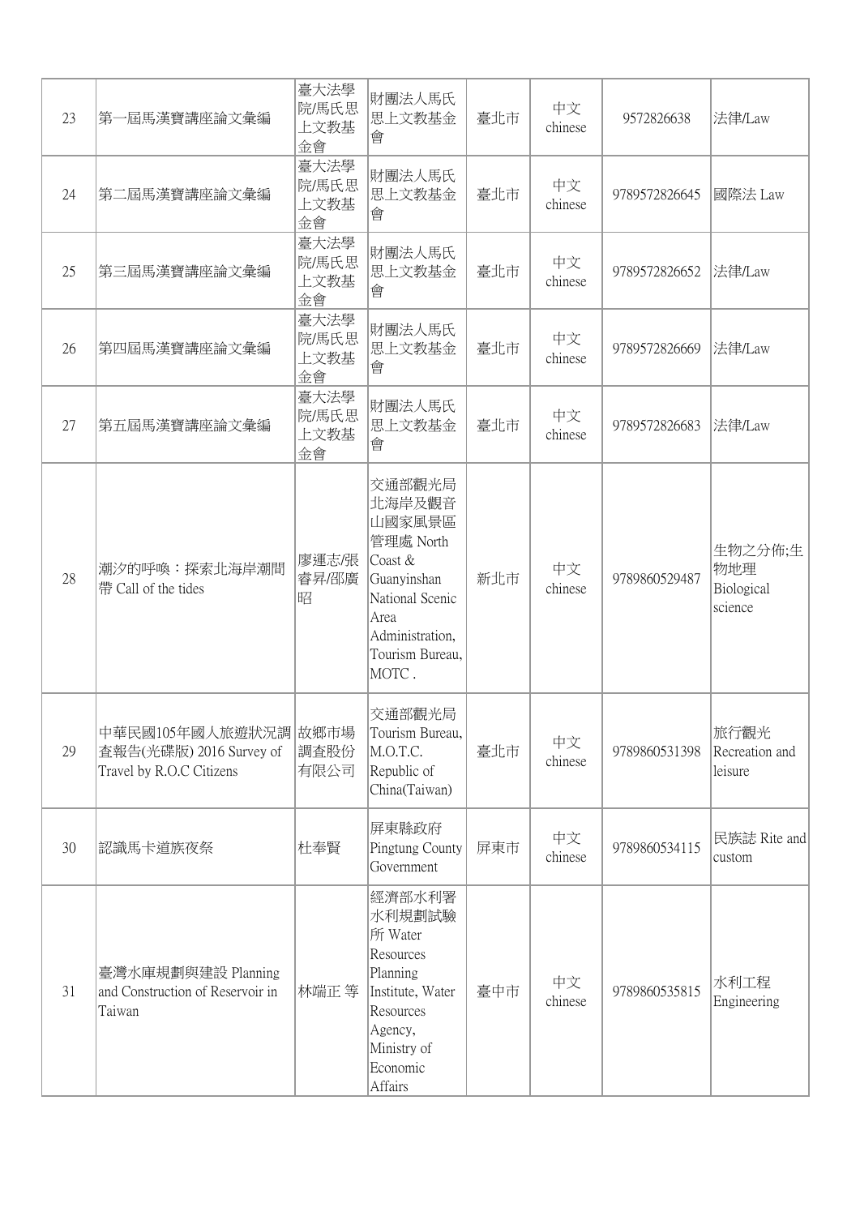| 23 | 第一屆馬漢寶講座論文彙編 | 臺大法學院/馬氏思上文教基金會 | 財團法人馬氏思上文教基金會 | 臺北市 | 中文 chinese | 9572826638 | 法律/Law |
|---|---|---|---|---|---|---|---|
| 24 | 第二屆馬漢寶講座論文彙編 | 臺大法學院/馬氏思上文教基金會 | 財團法人馬氏思上文教基金會 | 臺北市 | 中文 chinese | 9789572826645 | 國際法 Law |
| 25 | 第三屆馬漢寶講座論文彙編 | 臺大法學院/馬氏思上文教基金會 | 財團法人馬氏思上文教基金會 | 臺北市 | 中文 chinese | 9789572826652 | 法律/Law |
| 26 | 第四屆馬漢寶講座論文彙編 | 臺大法學院/馬氏思上文教基金會 | 財團法人馬氏思上文教基金會 | 臺北市 | 中文 chinese | 9789572826669 | 法律/Law |
| 27 | 第五屆馬漢寶講座論文彙編 | 臺大法學院/馬氏思上文教基金會 | 財團法人馬氏思上文教基金會 | 臺北市 | 中文 chinese | 9789572826683 | 法律/Law |
| 28 | 潮汐的呼喚：探索北海岸潮間帶 Call of the tides | 廖運志/張睿昇/邵廣昭 | 交通部觀光局北海岸及觀音山國家風景區管理處 North Coast & Guanyinshan National Scenic Area Administration, Tourism Bureau, MOTC . | 新北市 | 中文 chinese | 9789860529487 | 生物之分佈;生物地理 Biological science |
| 29 | 中華民國105年國人旅遊狀況調查報告(光碟版) 2016 Survey of Travel by R.O.C Citizens | 故鄉市場調查股份有限公司 | 交通部觀光局 Tourism Bureau, M.O.T.C. Republic of China(Taiwan) | 臺北市 | 中文 chinese | 9789860531398 | 旅行觀光 Recreation and leisure |
| 30 | 認識馬卡道族夜祭 | 杜奉賢 | 屏東縣政府 Pingtung County Government | 屏東市 | 中文 chinese | 9789860534115 | 民族誌 Rite and custom |
| 31 | 臺灣水庫規劃與建設 Planning and Construction of Reservoir in Taiwan | 林端正 等 | 經濟部水利署水利規劃試驗所 Water Resources Planning Institute, Water Resources Agency, Ministry of Economic Affairs | 臺中市 | 中文 chinese | 9789860535815 | 水利工程 Engineering |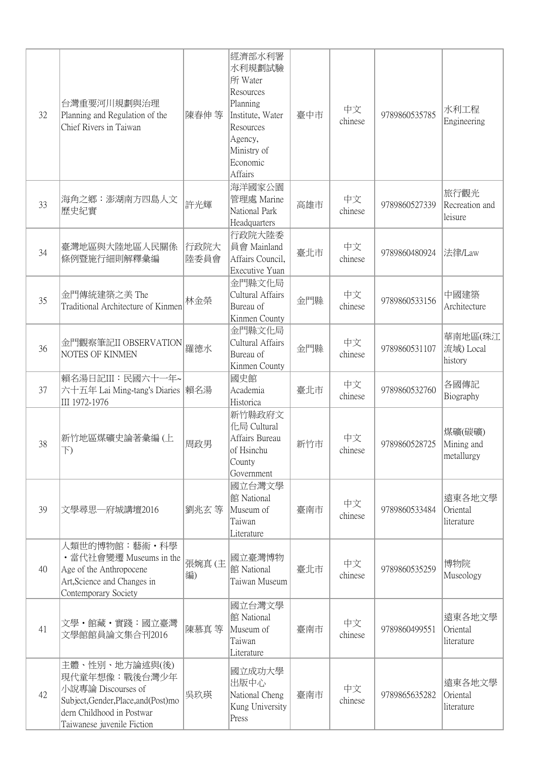| 32 | 台灣重要河川規劃與治理 Planning and Regulation of the Chief Rivers in Taiwan | 陳春伸 等 | 經濟部水利署水利規劃試驗所 Water Resources Planning Institute, Water Resources Agency, Ministry of Economic Affairs | 臺中市 | 中文 chinese | 9789860535785 | 水利工程 Engineering |
|---|---|---|---|---|---|---|---|
| 33 | 海角之鄉：澎湖南方四島人文歷史紀實 | 許光輝 | 海洋國家公園管理處 Marine National Park Headquarters | 高雄市 | 中文 chinese | 9789860527339 | 旅行觀光 Recreation and leisure |
| 34 | 臺灣地區與大陸地區人民關係條例暨施行細則解釋彙編 | 行政院大陸委員會 | 行政院大陸委員會 Mainland Affairs Council, Executive Yuan | 臺北市 | 中文 chinese | 9789860480924 | 法律/Law |
| 35 | 金門傳統建築之美 The Traditional Architecture of Kinmen | 林金榮 | 金門縣文化局 Cultural Affairs Bureau of Kinmen County | 金門縣 | 中文 chinese | 9789860533156 | 中國建築 Architecture |
| 36 | 金門觀察筆記II OBSERVATION NOTES OF KINMEN | 羅德水 | 金門縣文化局 Cultural Affairs Bureau of Kinmen County | 金門縣 | 中文 chinese | 9789860531107 | 華南地區(珠江流域) Local history |
| 37 | 賴名湯日記III：民國六十一年~六十五年 Lai Ming-tang's Diaries III 1972-1976 | 賴名湯 | 國史館 Academia Historica | 臺北市 | 中文 chinese | 9789860532760 | 各國傳記 Biography |
| 38 | 新竹地區煤礦史論著彙編 (上下) | 周政男 | 新竹縣政府文化局 Cultural Affairs Bureau of Hsinchu County Government | 新竹市 | 中文 chinese | 9789860528725 | 煤礦(碳礦) Mining and metallurgy |
| 39 | 文學尋思—府城講壇2016 | 劉兆玄 等 | 國立台灣文學館 National Museum of Taiwan Literature | 臺南市 | 中文 chinese | 9789860533484 | 遠東各地文學 Oriental literature |
| 40 | 人類世的博物館：藝術・科學・當代社會變遷 Museums in the Age of the Anthropocene Art,Science and Changes in Contemporary Society | 張婉真 (主編) | 國立臺灣博物館 National Taiwan Museum | 臺北市 | 中文 chinese | 9789860535259 | 博物院 Museology |
| 41 | 文學・館藏・實踐：國立臺灣文學館館員論文集合刊2016 | 陳慕真 等 | 國立台灣文學館 National Museum of Taiwan Literature | 臺南市 | 中文 chinese | 9789860499551 | 遠東各地文學 Oriental literature |
| 42 | 主體、性別、地方論述與(後)現代童年想像：戰後台灣少年小說專論 Discourses of Subject,Gender,Place,and(Post)modern Childhood in Postwar Taiwanese juvenile Fiction | 吳玫瑛 | 國立成功大學出版中心 National Cheng Kung University Press | 臺南市 | 中文 chinese | 9789865635282 | 遠東各地文學 Oriental literature |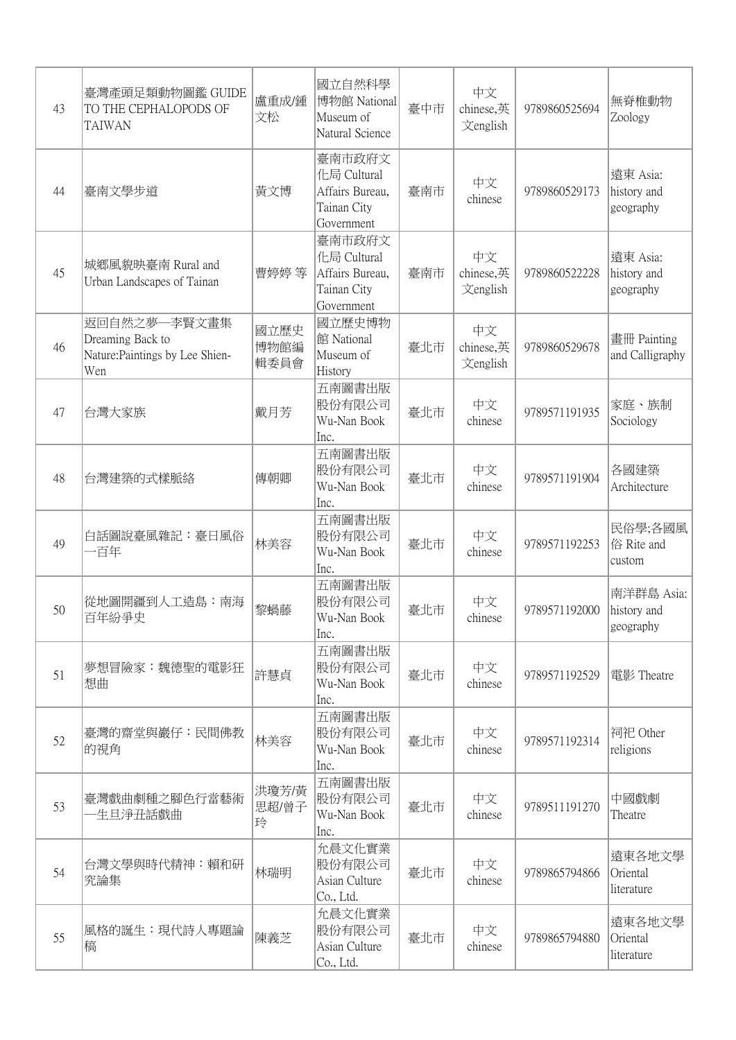| 43 | 臺灣產頭足類動物圖鑑 GUIDE TO THE CEPHALOPODS OF TAIWAN | 盧重成/鍾文松 | 國立自然科學博物館 National Museum of Natural Science | 臺中市 | 中文chinese,英文english | 9789860525694 | 無脊椎動物 Zoology |
|---|---|---|---|---|---|---|---|
| 44 | 臺南文學步道 | 黃文博 | 臺南市政府文化局 Cultural Affairs Bureau, Tainan City Government | 臺南市 | 中文chinese | 9789860529173 | 遠東 Asia: history and geography |
| 45 | 城鄉風貌映臺南 Rural and Urban Landscapes of Tainan | 曹婷婷 等 | 臺南市政府文化局 Cultural Affairs Bureau, Tainan City Government | 臺南市 | 中文chinese,英文english | 9789860522228 | 遠東 Asia: history and geography |
| 46 | 返回自然之夢—李賢文畫集 Dreaming Back to Nature:Paintings by Lee Shien-Wen | 國立歷史博物館編輯委員會 | 國立歷史博物館 National Museum of History | 臺北市 | 中文chinese,英文english | 9789860529678 | 畫冊 Painting and Calligraphy |
| 47 | 台灣大家族 | 戴月芳 | 五南圖書出版股份有限公司 Wu-Nan Book Inc. | 臺北市 | 中文chinese | 9789571191935 | 家庭、族制 Sociology |
| 48 | 台灣建築的式樣脈絡 | 傅朝卿 | 五南圖書出版股份有限公司 Wu-Nan Book Inc. | 臺北市 | 中文chinese | 9789571191904 | 各國建築 Architecture |
| 49 | 白話圖說臺風雜記：臺日風俗一百年 | 林美容 | 五南圖書出版股份有限公司 Wu-Nan Book Inc. | 臺北市 | 中文chinese | 9789571192253 | 民俗學;各國風俗 Rite and custom |
| 50 | 從地圖開疆到人工造島：南海百年紛爭史 | 黎蝸藤 | 五南圖書出版股份有限公司 Wu-Nan Book Inc. | 臺北市 | 中文chinese | 9789571192000 | 南洋群島 Asia: history and geography |
| 51 | 夢想冒險家：魏德聖的電影狂想曲 | 許慧貞 | 五南圖書出版股份有限公司 Wu-Nan Book Inc. | 臺北市 | 中文chinese | 9789571192529 | 電影 Theatre |
| 52 | 臺灣的齋堂與巖仔：民間佛教的視角 | 林美容 | 五南圖書出版股份有限公司 Wu-Nan Book Inc. | 臺北市 | 中文chinese | 9789571192314 | 祠祀 Other religions |
| 53 | 臺灣戲曲劇種之腳色行當藝術—生旦淨丑話戲曲 | 洪瓊芳/黃思超/曾子玲 | 五南圖書出版股份有限公司 Wu-Nan Book Inc. | 臺北市 | 中文chinese | 9789511191270 | 中國戲劇 Theatre |
| 54 | 台灣文學與時代精神：賴和研究論集 | 林瑞明 | 允晨文化實業股份有限公司 Asian Culture Co., Ltd. | 臺北市 | 中文chinese | 9789865794866 | 遠東各地文學 Oriental literature |
| 55 | 風格的誕生：現代詩人專題論稿 | 陳義芝 | 允晨文化實業股份有限公司 Asian Culture Co., Ltd. | 臺北市 | 中文chinese | 9789865794880 | 遠東各地文學 Oriental literature |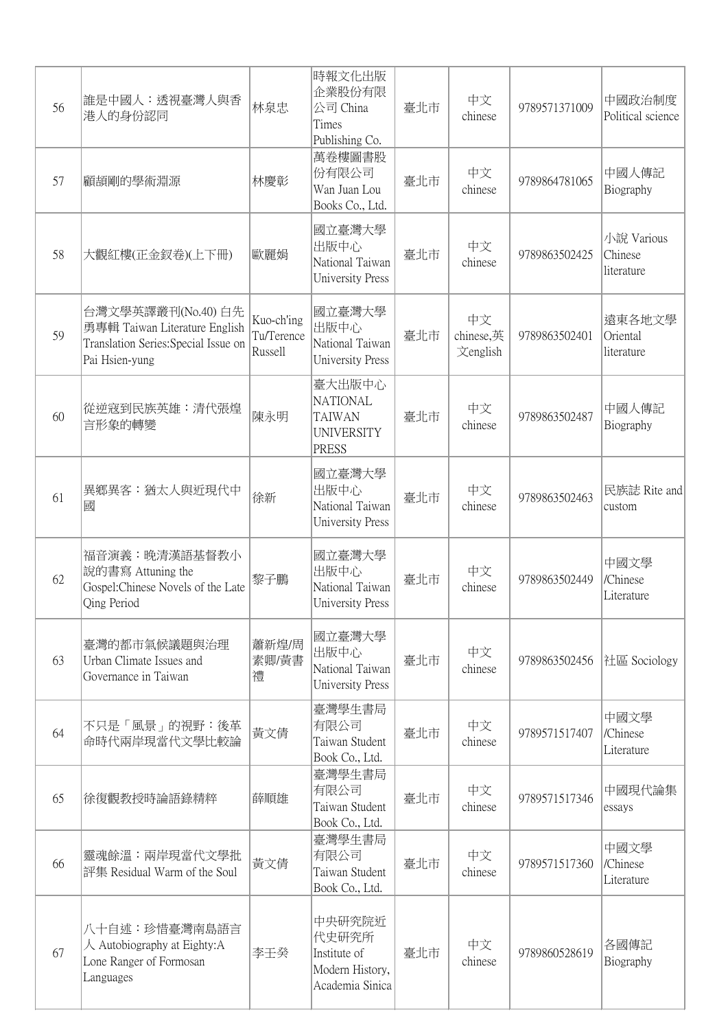| 56 | 誰是中國人：透視臺灣人與香港人的身份認同 | 林泉忠 | 時報文化出版企業股份有限公司 China Times Publishing Co. | 臺北市 | 中文 chinese | 9789571371009 | 中國政治制度 Political science |
|---|---|---|---|---|---|---|---|
| 57 | 顧頡剛的學術淵源 | 林慶彰 | 萬卷樓圖書股份有限公司 Wan Juan Lou Books Co., Ltd. | 臺北市 | 中文 chinese | 9789864781065 | 中國人傳記 Biography |
| 58 | 大觀紅樓(正金釵卷)(上下冊) | 歐麗娟 | 國立臺灣大學出版中心 National Taiwan University Press | 臺北市 | 中文 chinese | 9789863502425 | 小說 Various Chinese literature |
| 59 | 台灣文學英譯叢刊(No.40) 白先勇專輯 Taiwan Literature English Translation Series:Special Issue on Pai Hsien-yung | Kuo-ch'ing Tu/Terence Russell | 國立臺灣大學出版中心 National Taiwan University Press | 臺北市 | 中文 chinese,英文english | 9789863502401 | 遠東各地文學 Oriental literature |
| 60 | 從逆寇到民族英雄：清代張煌言形象的轉變 | 陳永明 | 臺大出版中心 NATIONAL TAIWAN UNIVERSITY PRESS | 臺北市 | 中文 chinese | 9789863502487 | 中國人傳記 Biography |
| 61 | 異鄉異客：猶太人與近現代中國 | 徐新 | 國立臺灣大學出版中心 National Taiwan University Press | 臺北市 | 中文 chinese | 9789863502463 | 民族誌 Rite and custom |
| 62 | 福音演義：晚清漢語基督教小說的書寫 Attuning the Gospel:Chinese Novels of the Late Qing Period | 黎子鵬 | 國立臺灣大學出版中心 National Taiwan University Press | 臺北市 | 中文 chinese | 9789863502449 | 中國文學 /Chinese Literature |
| 63 | 臺灣的都市氣候議題與治理 Urban Climate Issues and Governance in Taiwan | 蕭新煌/周素卿/黃書禮 | 國立臺灣大學出版中心 National Taiwan University Press | 臺北市 | 中文 chinese | 9789863502456 | 社區 Sociology |
| 64 | 不只是「風景」的視野：後革命時代兩岸現當代文學比較論 | 黃文倩 | 臺灣學生書局有限公司 Taiwan Student Book Co., Ltd. | 臺北市 | 中文 chinese | 9789571517407 | 中國文學 /Chinese Literature |
| 65 | 徐復觀教授時論語錄精粹 | 薛順雄 | 臺灣學生書局有限公司 Taiwan Student Book Co., Ltd. | 臺北市 | 中文 chinese | 9789571517346 | 中國現代論集 essays |
| 66 | 靈魂餘溫：兩岸現當代文學批評集 Residual Warm of the Soul | 黃文倩 | 臺灣學生書局有限公司 Taiwan Student Book Co., Ltd. | 臺北市 | 中文 chinese | 9789571517360 | 中國文學 /Chinese Literature |
| 67 | 八十自述：珍惜臺灣南島語言人 Autobiography at Eighty:A Lone Ranger of Formosan Languages | 李壬癸 | 中央研究院近代史研究所 Institute of Modern History, Academia Sinica | 臺北市 | 中文 chinese | 9789860528619 | 各國傳記 Biography |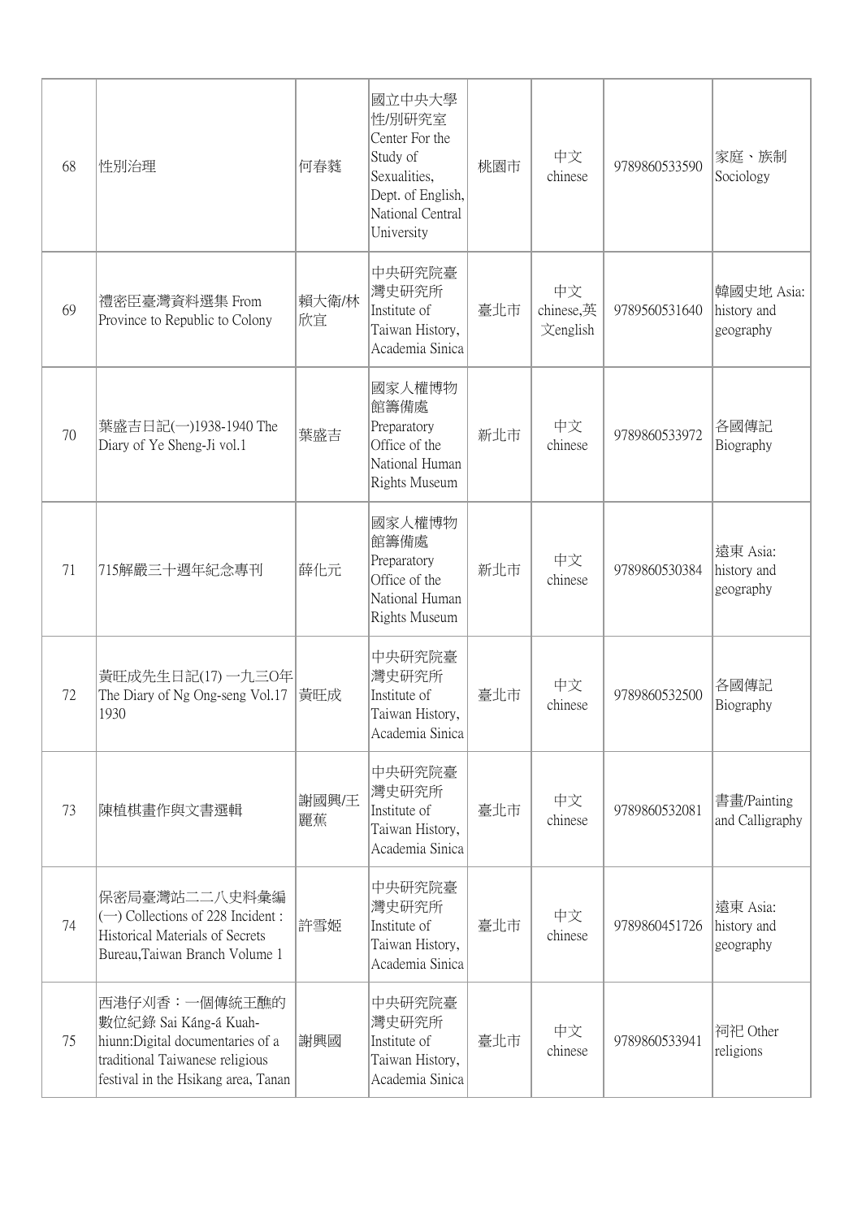| 68 | 性別治理 | 何春蕤 | 國立中央大學性/別研究室 Center For the Study of Sexualities, Dept. of English, National Central University | 桃園市 | 中文 chinese | 9789860533590 | 家庭、族制 Sociology |
|---|---|---|---|---|---|---|---|
| 69 | 禮密臣臺灣資料選集 From Province to Republic to Colony | 賴大衛/林欣宜 | 中央研究院臺灣史研究所 Institute of Taiwan History, Academia Sinica | 臺北市 | 中文 chinese,英文english | 9789560531640 | 韓國史地 Asia: history and geography |
| 70 | 葉盛吉日記(一)1938-1940 The Diary of Ye Sheng-Ji vol.1 | 葉盛吉 | 國家人權博物館籌備處 Preparatory Office of the National Human Rights Museum | 新北市 | 中文 chinese | 9789860533972 | 各國傳記 Biography |
| 71 | 715解嚴三十週年紀念專刊 | 薛化元 | 國家人權博物館籌備處 Preparatory Office of the National Human Rights Museum | 新北市 | 中文 chinese | 9789860530384 | 遠東 Asia: history and geography |
| 72 | 黃旺成先生日記(17) 一九三O年 The Diary of Ng Ong-seng Vol.17 1930 | 黃旺成 | 中央研究院臺灣史研究所 Institute of Taiwan History, Academia Sinica | 臺北市 | 中文 chinese | 9789860532500 | 各國傳記 Biography |
| 73 | 陳植棋畫作與文書選輯 | 謝國興/王麗蕉 | 中央研究院臺灣史研究所 Institute of Taiwan History, Academia Sinica | 臺北市 | 中文 chinese | 9789860532081 | 書畫/Painting and Calligraphy |
| 74 | 保密局臺灣站二二八史料彙編(一) Collections of 228 Incident : Historical Materials of Secrets Bureau,Taiwan Branch Volume 1 | 許雪姬 | 中央研究院臺灣史研究所 Institute of Taiwan History, Academia Sinica | 臺北市 | 中文 chinese | 9789860451726 | 遠東 Asia: history and geography |
| 75 | 西港仔刈香：一個傳統王醮的數位紀錄 Sai Káng-á Kuah-hiunn:Digital documentaries of a traditional Taiwanese religious festival in the Hsikang area, Tanan | 謝興國 | 中央研究院臺灣史研究所 Institute of Taiwan History, Academia Sinica | 臺北市 | 中文 chinese | 9789860533941 | 祠祀 Other religions |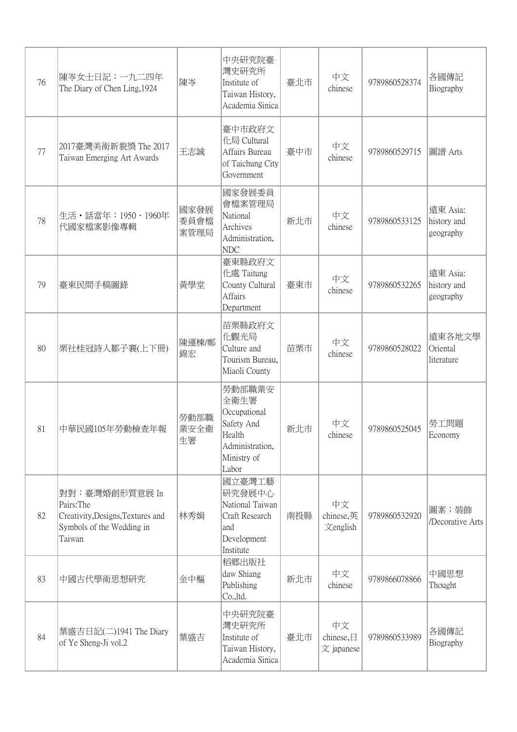| 76 | 陳岺女士日記：一九二四年 The Diary of Chen Ling,1924 | 陳岺 | 中央研究院臺灣史研究所 Institute of Taiwan History, Academia Sinica | 臺北市 | 中文 chinese | 9789860528374 | 各國傳記 Biography |
|---|---|---|---|---|---|---|---|
| 77 | 2017臺灣美術新貌獎 The 2017 Taiwan Emerging Art Awards | 王志誠 | 臺中市政府文化局 Cultural Affairs Bureau of Taichung City Government | 臺中市 | 中文 chinese | 9789860529715 | 圖譜 Arts |
| 78 | 生活‧話當年：1950、1960年代國家檔案影像專輯 | 國家發展委員會檔案管理局 | 國家發展委員會檔案管理局 National Archives Administration, NDC | 新北市 | 中文 chinese | 9789860533125 | 遠東 Asia: history and geography |
| 79 | 臺東民間手稿圖錄 | 黃學堂 | 臺東縣政府文化處 Taitung County Cultural Affairs Department | 臺東市 | 中文 chinese | 9789860532265 | 遠東 Asia: history and geography |
| 80 | 栗社桂冠詩人鄒子襄(上下冊) | 陳運棟/鄭錦宏 | 苗栗縣政府文化觀光局 Culture and Tourism Bureau, Miaoli County | 苗栗市 | 中文 chinese | 9789860528022 | 遠東各地文學 Oriental literature |
| 81 | 中華民國105年勞動檢查年報 | 勞動部職業安全衛生署 | 勞動部職業安全衛生署 Occupational Safety And Health Administration, Ministry of Labor | 新北市 | 中文 chinese | 9789860525045 | 勞工問題 Economy |
| 82 | 對對：臺灣婚創形質意展 In Pairs:The Creativity,Designs,Textures and Symbols of the Wedding in Taiwan | 林秀娟 | 國立臺灣工藝研究發展中心 National Taiwan Craft Research and Development Institute | 南投縣 | 中文 chinese,英文english | 9789860532920 | 圖案；裝飾 /Decorative Arts |
| 83 | 中國古代學術思想研究 | 金中樞 | 稻鄉出版社 daw Shiang Publishing Co.,ltd. | 新北市 | 中文 chinese | 9789866078866 | 中國思想 Thought |
| 84 | 葉盛吉日記(二)1941 The Diary of Ye Sheng-Ji vol.2 | 葉盛吉 | 中央研究院臺灣史研究所 Institute of Taiwan History, Academia Sinica | 臺北市 | 中文 chinese,日文 japanese | 9789860533989 | 各國傳記 Biography |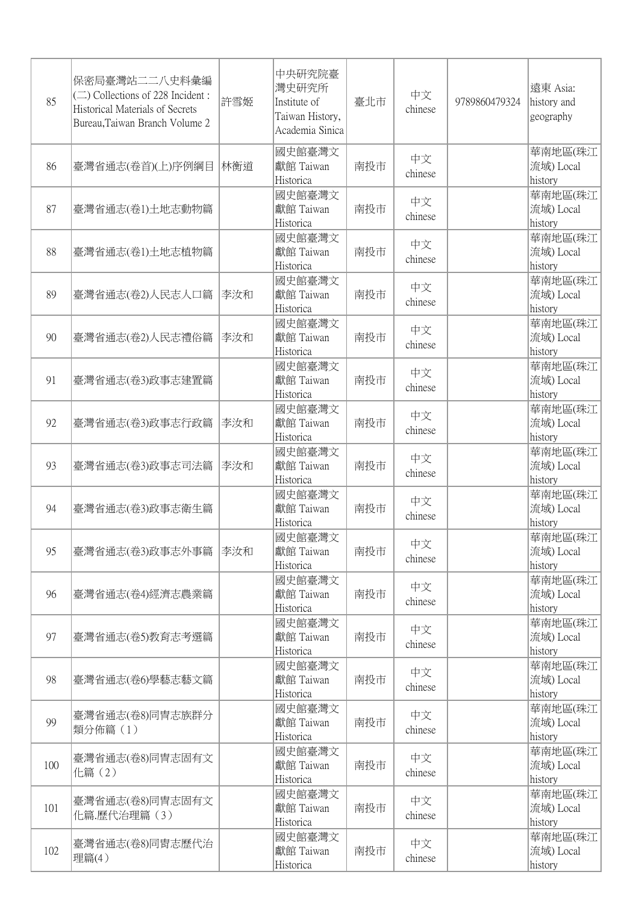| 85 | 保密局臺灣站二二八史料彙編(二) Collections of 228 Incident : Historical Materials of Secrets Bureau,Taiwan Branch Volume 2 | 許雪姬 | 中央研究院臺灣史研究所 Institute of Taiwan History, Academia Sinica | 臺北市 | 中文 chinese | 9789860479324 | 遠東 Asia: history and geography |
|---|---|---|---|---|---|---|---|
| 86 | 臺灣省通志(卷首)(上)序例綱目 | 林衡道 | 國史館臺灣文獻館 Taiwan Historica | 南投市 | 中文 chinese | | 華南地區(珠江流域) Local history |
| 87 | 臺灣省通志(卷1)土地志動物篇 | | 國史館臺灣文獻館 Taiwan Historica | 南投市 | 中文 chinese | | 華南地區(珠江流域) Local history |
| 88 | 臺灣省通志(卷1)土地志植物篇 | | 國史館臺灣文獻館 Taiwan Historica | 南投市 | 中文 chinese | | 華南地區(珠江流域) Local history |
| 89 | 臺灣省通志(卷2)人民志人口篇 | 李汝和 | 國史館臺灣文獻館 Taiwan Historica | 南投市 | 中文 chinese | | 華南地區(珠江流域) Local history |
| 90 | 臺灣省通志(卷2)人民志禮俗篇 | 李汝和 | 國史館臺灣文獻館 Taiwan Historica | 南投市 | 中文 chinese | | 華南地區(珠江流域) Local history |
| 91 | 臺灣省通志(卷3)政事志建置篇 | | 國史館臺灣文獻館 Taiwan Historica | 南投市 | 中文 chinese | | 華南地區(珠江流域) Local history |
| 92 | 臺灣省通志(卷3)政事志行政篇 | 李汝和 | 國史館臺灣文獻館 Taiwan Historica | 南投市 | 中文 chinese | | 華南地區(珠江流域) Local history |
| 93 | 臺灣省通志(卷3)政事志司法篇 | 李汝和 | 國史館臺灣文獻館 Taiwan Historica | 南投市 | 中文 chinese | | 華南地區(珠江流域) Local history |
| 94 | 臺灣省通志(卷3)政事志衛生篇 | | 國史館臺灣文獻館 Taiwan Historica | 南投市 | 中文 chinese | | 華南地區(珠江流域) Local history |
| 95 | 臺灣省通志(卷3)政事志外事篇 | 李汝和 | 國史館臺灣文獻館 Taiwan Historica | 南投市 | 中文 chinese | | 華南地區(珠江流域) Local history |
| 96 | 臺灣省通志(卷4)經濟志農業篇 | | 國史館臺灣文獻館 Taiwan Historica | 南投市 | 中文 chinese | | 華南地區(珠江流域) Local history |
| 97 | 臺灣省通志(卷5)教育志考選篇 | | 國史館臺灣文獻館 Taiwan Historica | 南投市 | 中文 chinese | | 華南地區(珠江流域) Local history |
| 98 | 臺灣省通志(卷6)學藝志藝文篇 | | 國史館臺灣文獻館 Taiwan Historica | 南投市 | 中文 chinese | | 華南地區(珠江流域) Local history |
| 99 | 臺灣省通志(卷8)同胄志族群分類分佈篇（1） | | 國史館臺灣文獻館 Taiwan Historica | 南投市 | 中文 chinese | | 華南地區(珠江流域) Local history |
| 100 | 臺灣省通志(卷8)同胄志固有文化篇（2） | | 國史館臺灣文獻館 Taiwan Historica | 南投市 | 中文 chinese | | 華南地區(珠江流域) Local history |
| 101 | 臺灣省通志(卷8)同胄志固有文化篇.歷代治理篇（3） | | 國史館臺灣文獻館 Taiwan Historica | 南投市 | 中文 chinese | | 華南地區(珠江流域) Local history |
| 102 | 臺灣省通志(卷8)同胄志歷代治理篇(4） | | 國史館臺灣文獻館 Taiwan Historica | 南投市 | 中文 chinese | | 華南地區(珠江流域) Local history |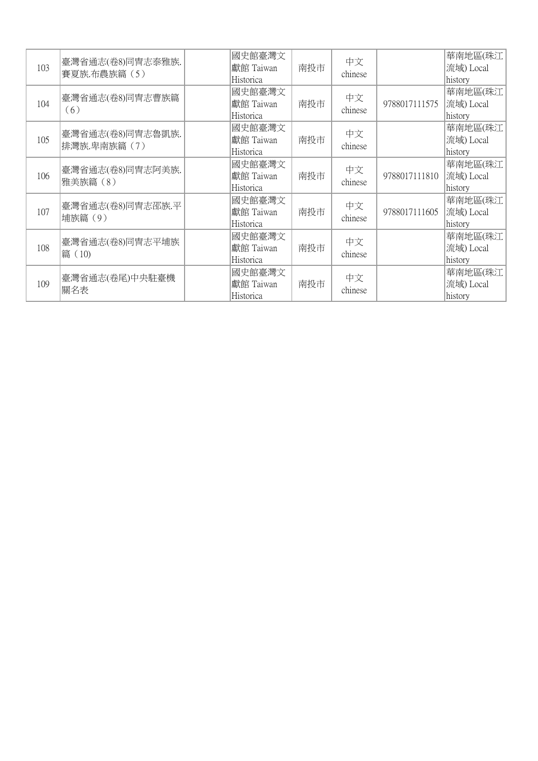| | | | | | | | |
|---|---|---|---|---|---|---|---|
| 103 | 臺灣省通志(卷8)同冑志泰雅族.賽夏族.布農族篇（5） | | 國史館臺灣文獻館 Taiwan Historica | 南投市 | 中文 chinese | | 華南地區(珠江流域) Local history |
| 104 | 臺灣省通志(卷8)同冑志曹族篇（6） | | 國史館臺灣文獻館 Taiwan Historica | 南投市 | 中文 chinese | 9788017111575 | 華南地區(珠江流域) Local history |
| 105 | 臺灣省通志(卷8)同冑志魯凱族.排灣族.卑南族篇（7） | | 國史館臺灣文獻館 Taiwan Historica | 南投市 | 中文 chinese | | 華南地區(珠江流域) Local history |
| 106 | 臺灣省通志(卷8)同冑志阿美族.雅美族篇（8） | | 國史館臺灣文獻館 Taiwan Historica | 南投市 | 中文 chinese | 9788017111810 | 華南地區(珠江流域) Local history |
| 107 | 臺灣省通志(卷8)同冑志邵族.平埔族篇（9） | | 國史館臺灣文獻館 Taiwan Historica | 南投市 | 中文 chinese | 9788017111605 | 華南地區(珠江流域) Local history |
| 108 | 臺灣省通志(卷8)同冑志平埔族篇（10) | | 國史館臺灣文獻館 Taiwan Historica | 南投市 | 中文 chinese | | 華南地區(珠江流域) Local history |
| 109 | 臺灣省通志(卷尾)中央駐臺機關名表 | | 國史館臺灣文獻館 Taiwan Historica | 南投市 | 中文 chinese | | 華南地區(珠江流域) Local history |